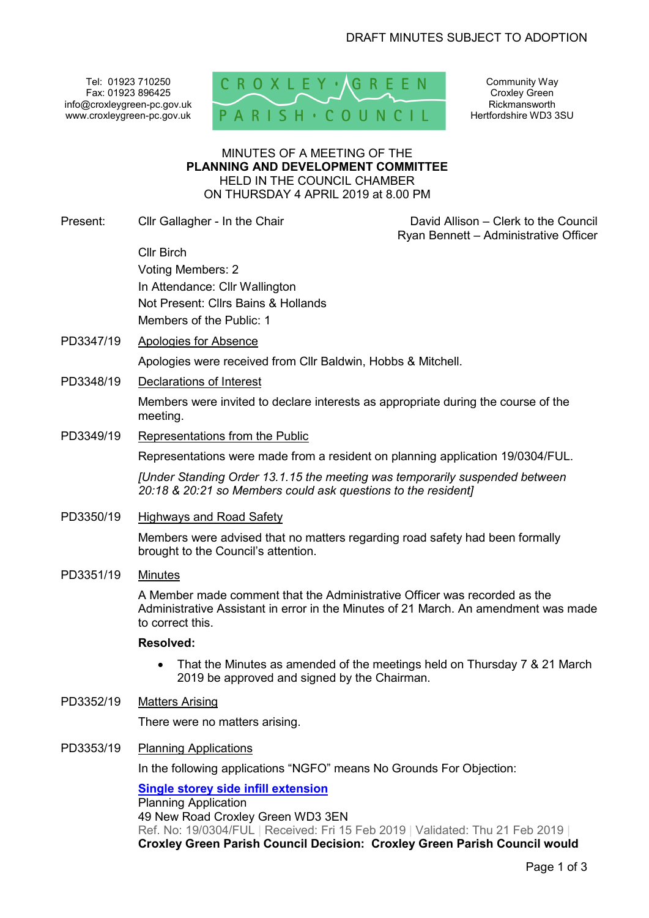DRAFT MINUTES SUBJECT TO ADOPTION

Tel: 01923 710250
Fax: 01923 896425
info@croxleygreen-pc.gov.uk
www.croxleygreen-pc.gov.uk

CROXLEY GREEN PARISH COUNCIL

Community Way
Croxley Green
Rickmansworth
Hertfordshire WD3 3SU

MINUTES OF A MEETING OF THE
**PLANNING AND DEVELOPMENT COMMITTEE**
HELD IN THE COUNCIL CHAMBER
ON THURSDAY 4 APRIL 2019 at 8.00 PM

Present: Cllr Gallagher - In the Chair

David Allison – Clerk to the Council
Ryan Bennett – Administrative Officer

Cllr Birch
Voting Members: 2
In Attendance: Cllr Wallington
Not Present: Cllrs Bains & Hollands
Members of the Public: 1

PD3347/19 Apologies for Absence

Apologies were received from Cllr Baldwin, Hobbs & Mitchell.

PD3348/19 Declarations of Interest

Members were invited to declare interests as appropriate during the course of the meeting.

PD3349/19 Representations from the Public

Representations were made from a resident on planning application 19/0304/FUL.

*[Under Standing Order 13.1.15 the meeting was temporarily suspended between 20:18 & 20:21 so Members could ask questions to the resident]*

PD3350/19 Highways and Road Safety

Members were advised that no matters regarding road safety had been formally brought to the Council's attention.

PD3351/19 Minutes

A Member made comment that the Administrative Officer was recorded as the Administrative Assistant in error in the Minutes of 21 March. An amendment was made to correct this.

**Resolved:**

- That the Minutes as amended of the meetings held on Thursday 7 & 21 March 2019 be approved and signed by the Chairman.

PD3352/19 Matters Arising

There were no matters arising.

PD3353/19 Planning Applications

In the following applications "NGFO" means No Grounds For Objection:

**Single storey side infill extension**
Planning Application
49 New Road Croxley Green WD3 3EN
Ref. No: 19/0304/FUL | Received: Fri 15 Feb 2019 | Validated: Thu 21 Feb 2019 |
**Croxley Green Parish Council Decision: Croxley Green Parish Council would**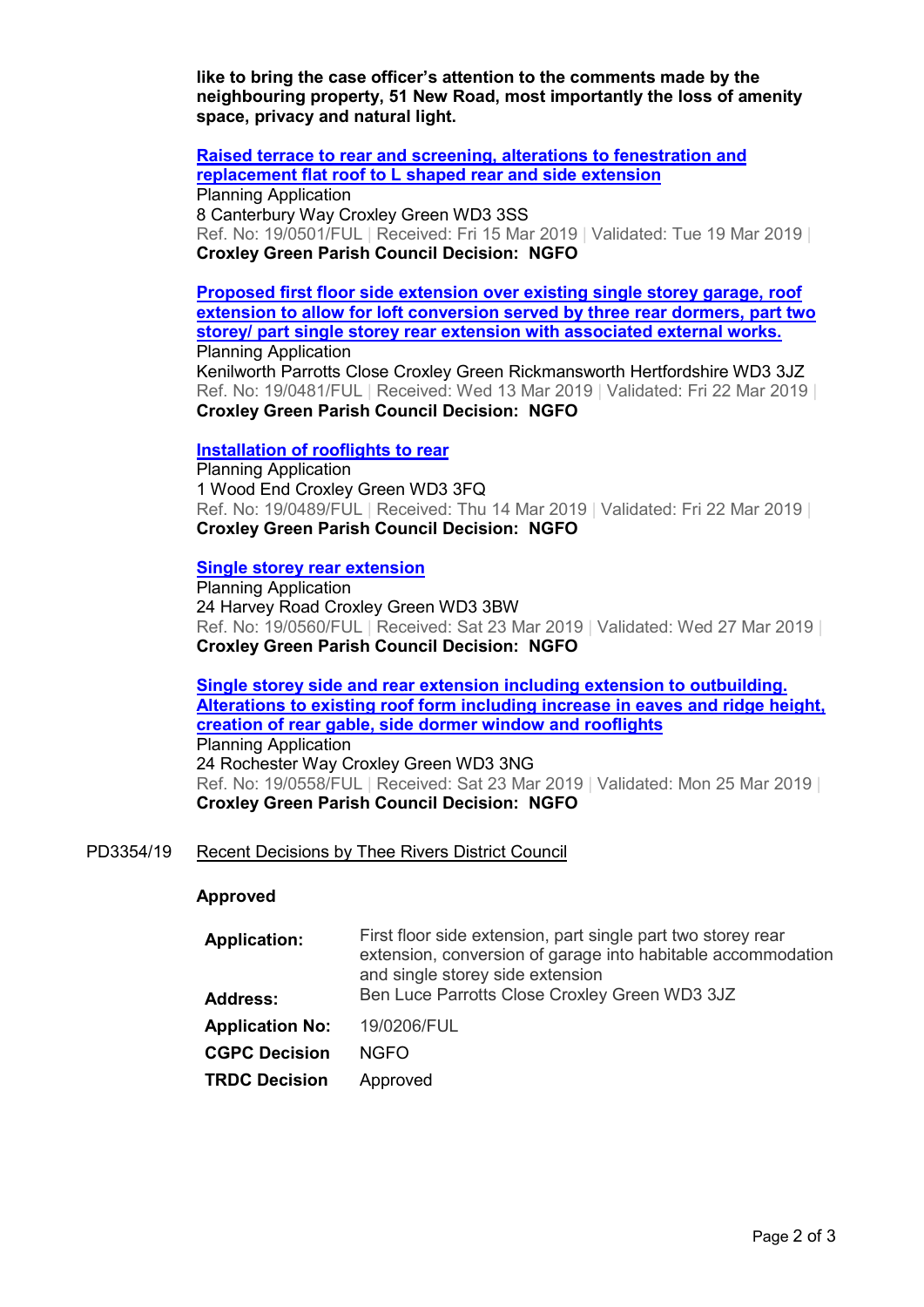**like to bring the case officer's attention to the comments made by the neighbouring property, 51 New Road, most importantly the loss of amenity space, privacy and natural light.**

**Raised terrace to rear and screening, alterations to fenestration and replacement flat roof to L shaped rear and side extension**
Planning Application
8 Canterbury Way Croxley Green WD3 3SS
Ref. No: 19/0501/FUL | Received: Fri 15 Mar 2019 | Validated: Tue 19 Mar 2019 |
**Croxley Green Parish Council Decision: NGFO**

**Proposed first floor side extension over existing single storey garage, roof extension to allow for loft conversion served by three rear dormers, part two storey/ part single storey rear extension with associated external works.**
Planning Application
Kenilworth Parrotts Close Croxley Green Rickmansworth Hertfordshire WD3 3JZ
Ref. No: 19/0481/FUL | Received: Wed 13 Mar 2019 | Validated: Fri 22 Mar 2019 |
**Croxley Green Parish Council Decision: NGFO**

**Installation of rooflights to rear**
Planning Application
1 Wood End Croxley Green WD3 3FQ
Ref. No: 19/0489/FUL | Received: Thu 14 Mar 2019 | Validated: Fri 22 Mar 2019 |
**Croxley Green Parish Council Decision: NGFO**

**Single storey rear extension**
Planning Application
24 Harvey Road Croxley Green WD3 3BW
Ref. No: 19/0560/FUL | Received: Sat 23 Mar 2019 | Validated: Wed 27 Mar 2019 |
**Croxley Green Parish Council Decision: NGFO**

**Single storey side and rear extension including extension to outbuilding. Alterations to existing roof form including increase in eaves and ridge height, creation of rear gable, side dormer window and rooflights**
Planning Application
24 Rochester Way Croxley Green WD3 3NG
Ref. No: 19/0558/FUL | Received: Sat 23 Mar 2019 | Validated: Mon 25 Mar 2019 |
**Croxley Green Parish Council Decision: NGFO**

PD3354/19 Recent Decisions by Thee Rivers District Council

**Approved**

| | |
|---|---|
| **Application:** | First floor side extension, part single part two storey rear extension, conversion of garage into habitable accommodation and single storey side extension |
| **Address:** | Ben Luce Parrotts Close Croxley Green WD3 3JZ |
| **Application No:** | 19/0206/FUL |
| **CGPC Decision** | NGFO |
| **TRDC Decision** | Approved |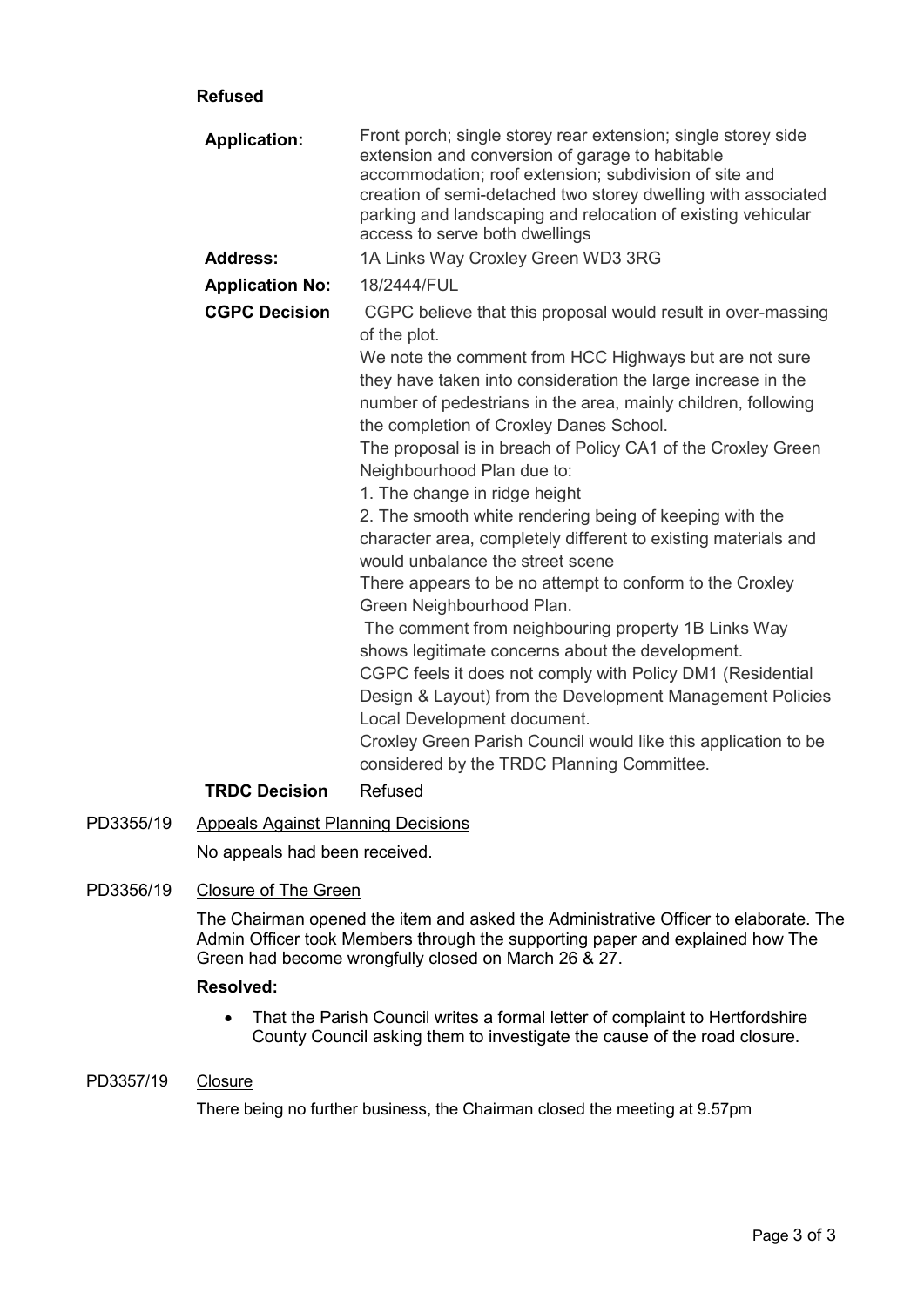**Refused**

| | |
|---|---|
| **Application:** | Front porch; single storey rear extension; single storey side extension and conversion of garage to habitable accommodation; roof extension; subdivision of site and creation of semi-detached two storey dwelling with associated parking and landscaping and relocation of existing vehicular access to serve both dwellings |
| **Address:** | 1A Links Way Croxley Green WD3 3RG |
| **Application No:** | 18/2444/FUL |
| **CGPC Decision** | CGPC believe that this proposal would result in over-massing of the plot.<br>We note the comment from HCC Highways but are not sure they have taken into consideration the large increase in the number of pedestrians in the area, mainly children, following the completion of Croxley Danes School.<br>The proposal is in breach of Policy CA1 of the Croxley Green Neighbourhood Plan due to:<br>1. The change in ridge height<br>2. The smooth white rendering being of keeping with the character area, completely different to existing materials and would unbalance the street scene<br>There appears to be no attempt to conform to the Croxley Green Neighbourhood Plan.<br>The comment from neighbouring property 1B Links Way shows legitimate concerns about the development.<br>CGPC feels it does not comply with Policy DM1 (Residential Design & Layout) from the Development Management Policies Local Development document.<br>Croxley Green Parish Council would like this application to be considered by the TRDC Planning Committee. |
| **TRDC Decision** | Refused |

PD3355/19 Appeals Against Planning Decisions

No appeals had been received.

PD3356/19 Closure of The Green

The Chairman opened the item and asked the Administrative Officer to elaborate. The Admin Officer took Members through the supporting paper and explained how The Green had become wrongfully closed on March 26 & 27.

**Resolved:**

- That the Parish Council writes a formal letter of complaint to Hertfordshire County Council asking them to investigate the cause of the road closure.

PD3357/19 Closure

There being no further business, the Chairman closed the meeting at 9.57pm